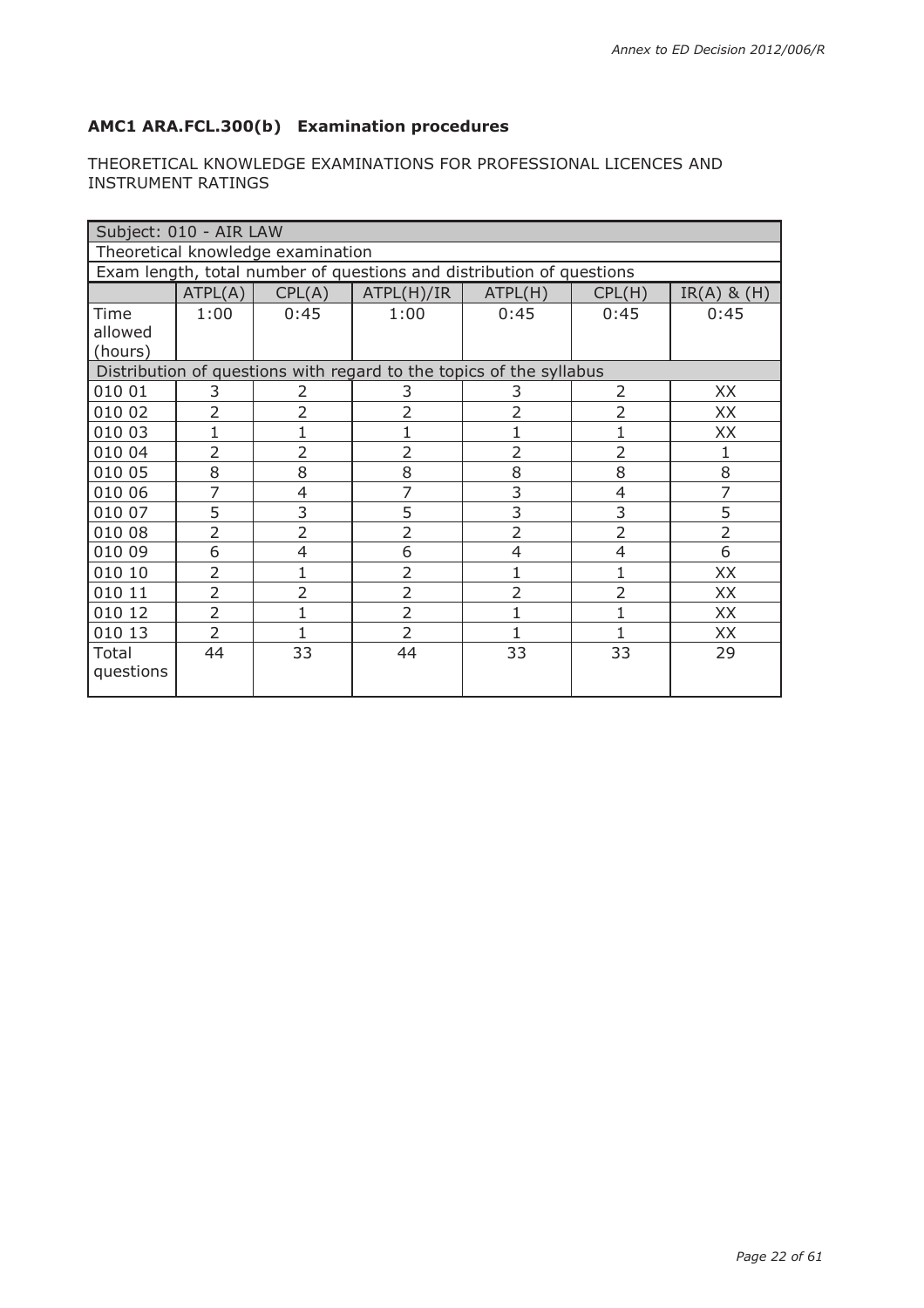## AMC1 ARA.FCL.300(b) Examination procedures

THEORETICAL KNOWLEDGE EXAMINATIONS FOR PROFESSIONAL LICENCES AND INSTRUMENT RATINGS

| Subject: 010 - AIR LAW | | | | | | |
|---|---|---|---|---|---|---|
| Theoretical knowledge examination | | | | | | |
| Exam length, total number of questions and distribution of questions | | | | | | |
| | ATPL(A) | CPL(A) | ATPL(H)/IR | ATPL(H) | CPL(H) | IR(A) & (H) |
| Time allowed (hours) | 1:00 | 0:45 | 1:00 | 0:45 | 0:45 | 0:45 |
| Distribution of questions with regard to the topics of the syllabus | | | | | | |
| 010 01 | 3 | 2 | 3 | 3 | 2 | XX |
| 010 02 | 2 | 2 | 2 | 2 | 2 | XX |
| 010 03 | 1 | 1 | 1 | 1 | 1 | XX |
| 010 04 | 2 | 2 | 2 | 2 | 2 | 1 |
| 010 05 | 8 | 8 | 8 | 8 | 8 | 8 |
| 010 06 | 7 | 4 | 7 | 3 | 4 | 7 |
| 010 07 | 5 | 3 | 5 | 3 | 3 | 5 |
| 010 08 | 2 | 2 | 2 | 2 | 2 | 2 |
| 010 09 | 6 | 4 | 6 | 4 | 4 | 6 |
| 010 10 | 2 | 1 | 2 | 1 | 1 | XX |
| 010 11 | 2 | 2 | 2 | 2 | 2 | XX |
| 010 12 | 2 | 1 | 2 | 1 | 1 | XX |
| 010 13 | 2 | 1 | 2 | 1 | 1 | XX |
| Total questions | 44 | 33 | 44 | 33 | 33 | 29 |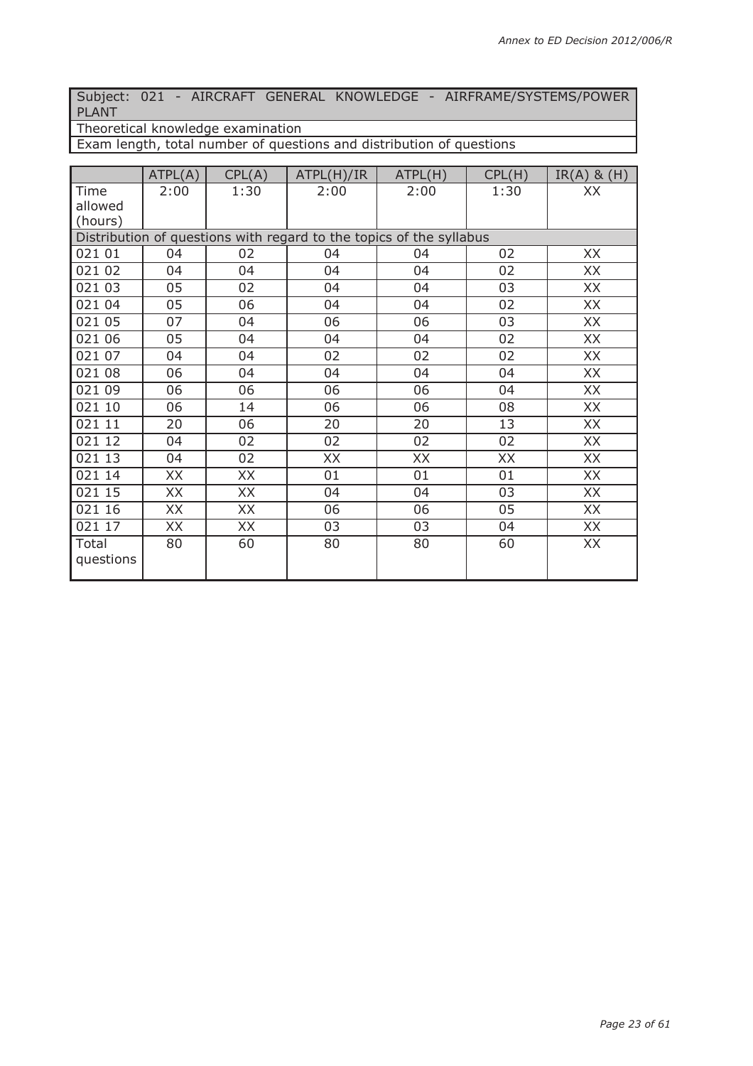| Subject: 021 - AIRCRAFT GENERAL KNOWLEDGE - AIRFRAME/SYSTEMS/POWER PLANT |
|---|
| Theoretical knowledge examination |
| Exam length, total number of questions and distribution of questions |

| | ATPL(A) | CPL(A) | ATPL(H)/IR | ATPL(H) | CPL(H) | IR(A) & (H) |
|---|---|---|---|---|---|---|
| Time allowed (hours) | 2:00 | 1:30 | 2:00 | 2:00 | 1:30 | XX |
| Distribution of questions with regard to the topics of the syllabus | | | | | | |
| 021 01 | 04 | 02 | 04 | 04 | 02 | XX |
| 021 02 | 04 | 04 | 04 | 04 | 02 | XX |
| 021 03 | 05 | 02 | 04 | 04 | 03 | XX |
| 021 04 | 05 | 06 | 04 | 04 | 02 | XX |
| 021 05 | 07 | 04 | 06 | 06 | 03 | XX |
| 021 06 | 05 | 04 | 04 | 04 | 02 | XX |
| 021 07 | 04 | 04 | 02 | 02 | 02 | XX |
| 021 08 | 06 | 04 | 04 | 04 | 04 | XX |
| 021 09 | 06 | 06 | 06 | 06 | 04 | XX |
| 021 10 | 06 | 14 | 06 | 06 | 08 | XX |
| 021 11 | 20 | 06 | 20 | 20 | 13 | XX |
| 021 12 | 04 | 02 | 02 | 02 | 02 | XX |
| 021 13 | 04 | 02 | XX | XX | XX | XX |
| 021 14 | XX | XX | 01 | 01 | 01 | XX |
| 021 15 | XX | XX | 04 | 04 | 03 | XX |
| 021 16 | XX | XX | 06 | 06 | 05 | XX |
| 021 17 | XX | XX | 03 | 03 | 04 | XX |
| Total questions | 80 | 60 | 80 | 80 | 60 | XX |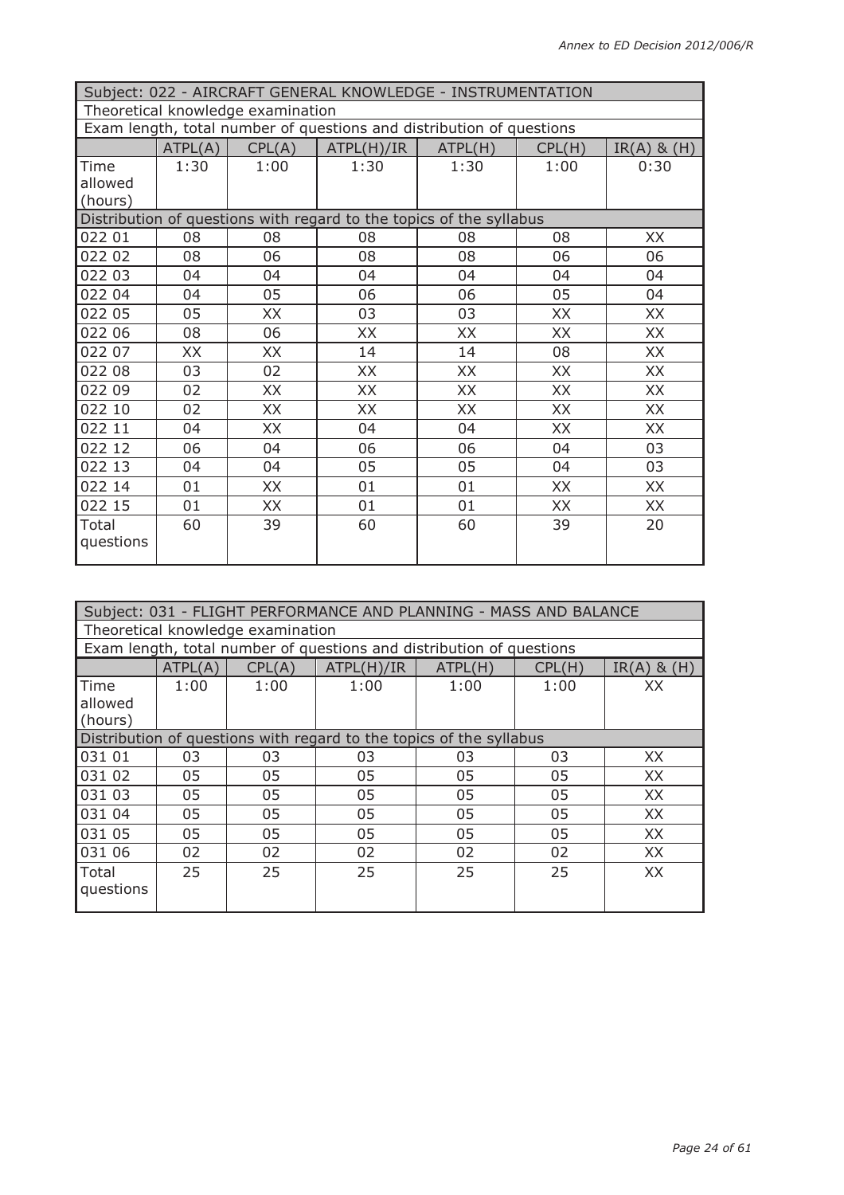| Subject: 022 - AIRCRAFT GENERAL KNOWLEDGE - INSTRUMENTATION | | | | | | |
|---|---|---|---|---|---|---|
| Theoretical knowledge examination | | | | | | |
| Exam length, total number of questions and distribution of questions | | | | | | |
| | ATPL(A) | CPL(A) | ATPL(H)/IR | ATPL(H) | CPL(H) | IR(A) & (H) |
| Time allowed (hours) | 1:30 | 1:00 | 1:30 | 1:30 | 1:00 | 0:30 |
| Distribution of questions with regard to the topics of the syllabus | | | | | | |
| 022 01 | 08 | 08 | 08 | 08 | 08 | XX |
| 022 02 | 08 | 06 | 08 | 08 | 06 | 06 |
| 022 03 | 04 | 04 | 04 | 04 | 04 | 04 |
| 022 04 | 04 | 05 | 06 | 06 | 05 | 04 |
| 022 05 | 05 | XX | 03 | 03 | XX | XX |
| 022 06 | 08 | 06 | XX | XX | XX | XX |
| 022 07 | XX | XX | 14 | 14 | 08 | XX |
| 022 08 | 03 | 02 | XX | XX | XX | XX |
| 022 09 | 02 | XX | XX | XX | XX | XX |
| 022 10 | 02 | XX | XX | XX | XX | XX |
| 022 11 | 04 | XX | 04 | 04 | XX | XX |
| 022 12 | 06 | 04 | 06 | 06 | 04 | 03 |
| 022 13 | 04 | 04 | 05 | 05 | 04 | 03 |
| 022 14 | 01 | XX | 01 | 01 | XX | XX |
| 022 15 | 01 | XX | 01 | 01 | XX | XX |
| Total questions | 60 | 39 | 60 | 60 | 39 | 20 |

| Subject: 031 - FLIGHT PERFORMANCE AND PLANNING - MASS AND BALANCE | | | | | | |
|---|---|---|---|---|---|---|
| Theoretical knowledge examination | | | | | | |
| Exam length, total number of questions and distribution of questions | | | | | | |
| | ATPL(A) | CPL(A) | ATPL(H)/IR | ATPL(H) | CPL(H) | IR(A) & (H) |
| Time allowed (hours) | 1:00 | 1:00 | 1:00 | 1:00 | 1:00 | XX |
| Distribution of questions with regard to the topics of the syllabus | | | | | | |
| 031 01 | 03 | 03 | 03 | 03 | 03 | XX |
| 031 02 | 05 | 05 | 05 | 05 | 05 | XX |
| 031 03 | 05 | 05 | 05 | 05 | 05 | XX |
| 031 04 | 05 | 05 | 05 | 05 | 05 | XX |
| 031 05 | 05 | 05 | 05 | 05 | 05 | XX |
| 031 06 | 02 | 02 | 02 | 02 | 02 | XX |
| Total questions | 25 | 25 | 25 | 25 | 25 | XX |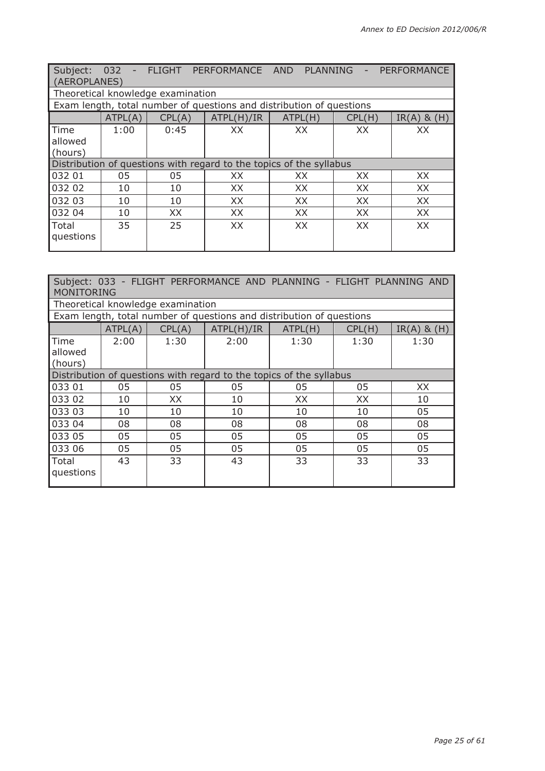| Subject: 032 - FLIGHT PERFORMANCE AND PLANNING - PERFORMANCE (AEROPLANES) | | | | | | |
|---|---|---|---|---|---|---|
| Theoretical knowledge examination | | | | | | |
| Exam length, total number of questions and distribution of questions | | | | | | |
| | ATPL(A) | CPL(A) | ATPL(H)/IR | ATPL(H) | CPL(H) | IR(A) & (H) |
| Time allowed (hours) | 1:00 | 0:45 | XX | XX | XX | XX |
| Distribution of questions with regard to the topics of the syllabus | | | | | | |
| 032 01 | 05 | 05 | XX | XX | XX | XX |
| 032 02 | 10 | 10 | XX | XX | XX | XX |
| 032 03 | 10 | 10 | XX | XX | XX | XX |
| 032 04 | 10 | XX | XX | XX | XX | XX |
| Total questions | 35 | 25 | XX | XX | XX | XX |

| Subject: 033 - FLIGHT PERFORMANCE AND PLANNING - FLIGHT PLANNING AND MONITORING | | | | | | |
|---|---|---|---|---|---|---|
| Theoretical knowledge examination | | | | | | |
| Exam length, total number of questions and distribution of questions | | | | | | |
| | ATPL(A) | CPL(A) | ATPL(H)/IR | ATPL(H) | CPL(H) | IR(A) & (H) |
| Time allowed (hours) | 2:00 | 1:30 | 2:00 | 1:30 | 1:30 | 1:30 |
| Distribution of questions with regard to the topics of the syllabus | | | | | | |
| 033 01 | 05 | 05 | 05 | 05 | 05 | XX |
| 033 02 | 10 | XX | 10 | XX | XX | 10 |
| 033 03 | 10 | 10 | 10 | 10 | 10 | 05 |
| 033 04 | 08 | 08 | 08 | 08 | 08 | 08 |
| 033 05 | 05 | 05 | 05 | 05 | 05 | 05 |
| 033 06 | 05 | 05 | 05 | 05 | 05 | 05 |
| Total questions | 43 | 33 | 43 | 33 | 33 | 33 |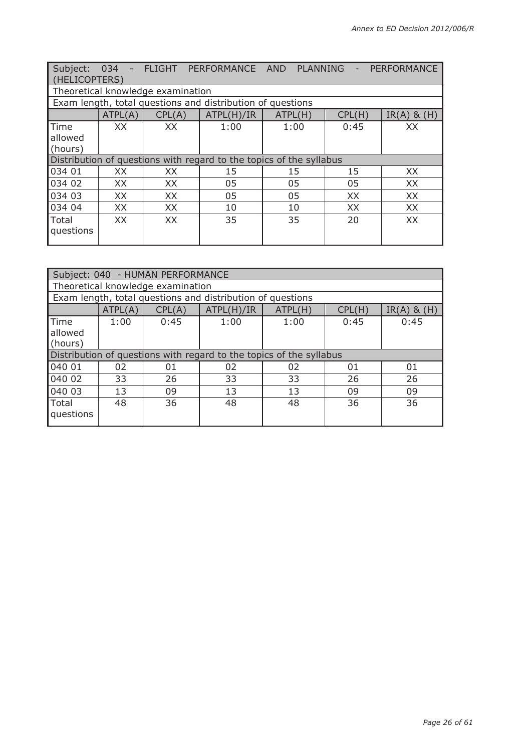| Subject: 034 - FLIGHT PERFORMANCE AND PLANNING - PERFORMANCE (HELICOPTERS) | | | | | | |
|---|---|---|---|---|---|---|
| Theoretical knowledge examination | | | | | | |
| Exam length, total questions and distribution of questions | | | | | | |
| | ATPL(A) | CPL(A) | ATPL(H)/IR | ATPL(H) | CPL(H) | IR(A) & (H) |
| Time allowed (hours) | XX | XX | 1:00 | 1:00 | 0:45 | XX |
| Distribution of questions with regard to the topics of the syllabus | | | | | | |
| 034 01 | XX | XX | 15 | 15 | 15 | XX |
| 034 02 | XX | XX | 05 | 05 | 05 | XX |
| 034 03 | XX | XX | 05 | 05 | XX | XX |
| 034 04 | XX | XX | 10 | 10 | XX | XX |
| Total questions | XX | XX | 35 | 35 | 20 | XX |

| Subject: 040 - HUMAN PERFORMANCE | | | | | | |
|---|---|---|---|---|---|---|
| Theoretical knowledge examination | | | | | | |
| Exam length, total questions and distribution of questions | | | | | | |
| | ATPL(A) | CPL(A) | ATPL(H)/IR | ATPL(H) | CPL(H) | IR(A) & (H) |
| Time allowed (hours) | 1:00 | 0:45 | 1:00 | 1:00 | 0:45 | 0:45 |
| Distribution of questions with regard to the topics of the syllabus | | | | | | |
| 040 01 | 02 | 01 | 02 | 02 | 01 | 01 |
| 040 02 | 33 | 26 | 33 | 33 | 26 | 26 |
| 040 03 | 13 | 09 | 13 | 13 | 09 | 09 |
| Total questions | 48 | 36 | 48 | 48 | 36 | 36 |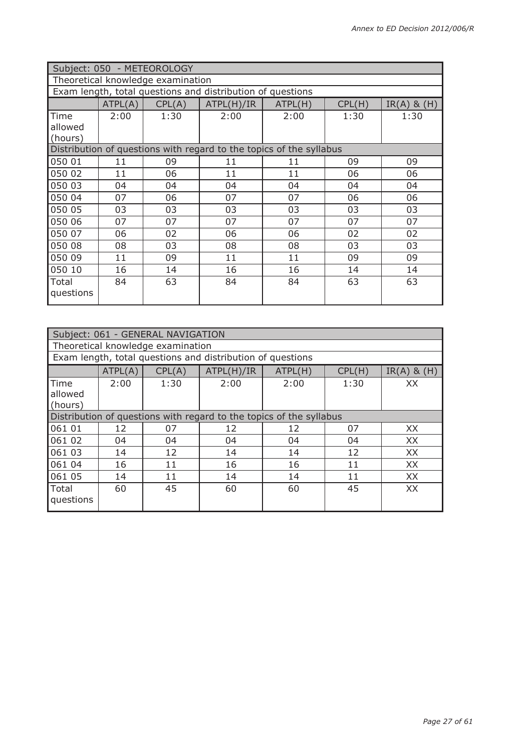| Subject: 050 - METEOROLOGY | | | | | | |
|---|---|---|---|---|---|---|
| Theoretical knowledge examination | | | | | | |
| Exam length, total questions and distribution of questions | | | | | | |
| | ATPL(A) | CPL(A) | ATPL(H)/IR | ATPL(H) | CPL(H) | IR(A) & (H) |
| Time allowed (hours) | 2:00 | 1:30 | 2:00 | 2:00 | 1:30 | 1:30 |
| Distribution of questions with regard to the topics of the syllabus | | | | | | |
| 050 01 | 11 | 09 | 11 | 11 | 09 | 09 |
| 050 02 | 11 | 06 | 11 | 11 | 06 | 06 |
| 050 03 | 04 | 04 | 04 | 04 | 04 | 04 |
| 050 04 | 07 | 06 | 07 | 07 | 06 | 06 |
| 050 05 | 03 | 03 | 03 | 03 | 03 | 03 |
| 050 06 | 07 | 07 | 07 | 07 | 07 | 07 |
| 050 07 | 06 | 02 | 06 | 06 | 02 | 02 |
| 050 08 | 08 | 03 | 08 | 08 | 03 | 03 |
| 050 09 | 11 | 09 | 11 | 11 | 09 | 09 |
| 050 10 | 16 | 14 | 16 | 16 | 14 | 14 |
| Total questions | 84 | 63 | 84 | 84 | 63 | 63 |

| Subject: 061 - GENERAL NAVIGATION | | | | | | |
|---|---|---|---|---|---|---|
| Theoretical knowledge examination | | | | | | |
| Exam length, total questions and distribution of questions | | | | | | |
| | ATPL(A) | CPL(A) | ATPL(H)/IR | ATPL(H) | CPL(H) | IR(A) & (H) |
| Time allowed (hours) | 2:00 | 1:30 | 2:00 | 2:00 | 1:30 | XX |
| Distribution of questions with regard to the topics of the syllabus | | | | | | |
| 061 01 | 12 | 07 | 12 | 12 | 07 | XX |
| 061 02 | 04 | 04 | 04 | 04 | 04 | XX |
| 061 03 | 14 | 12 | 14 | 14 | 12 | XX |
| 061 04 | 16 | 11 | 16 | 16 | 11 | XX |
| 061 05 | 14 | 11 | 14 | 14 | 11 | XX |
| Total questions | 60 | 45 | 60 | 60 | 45 | XX |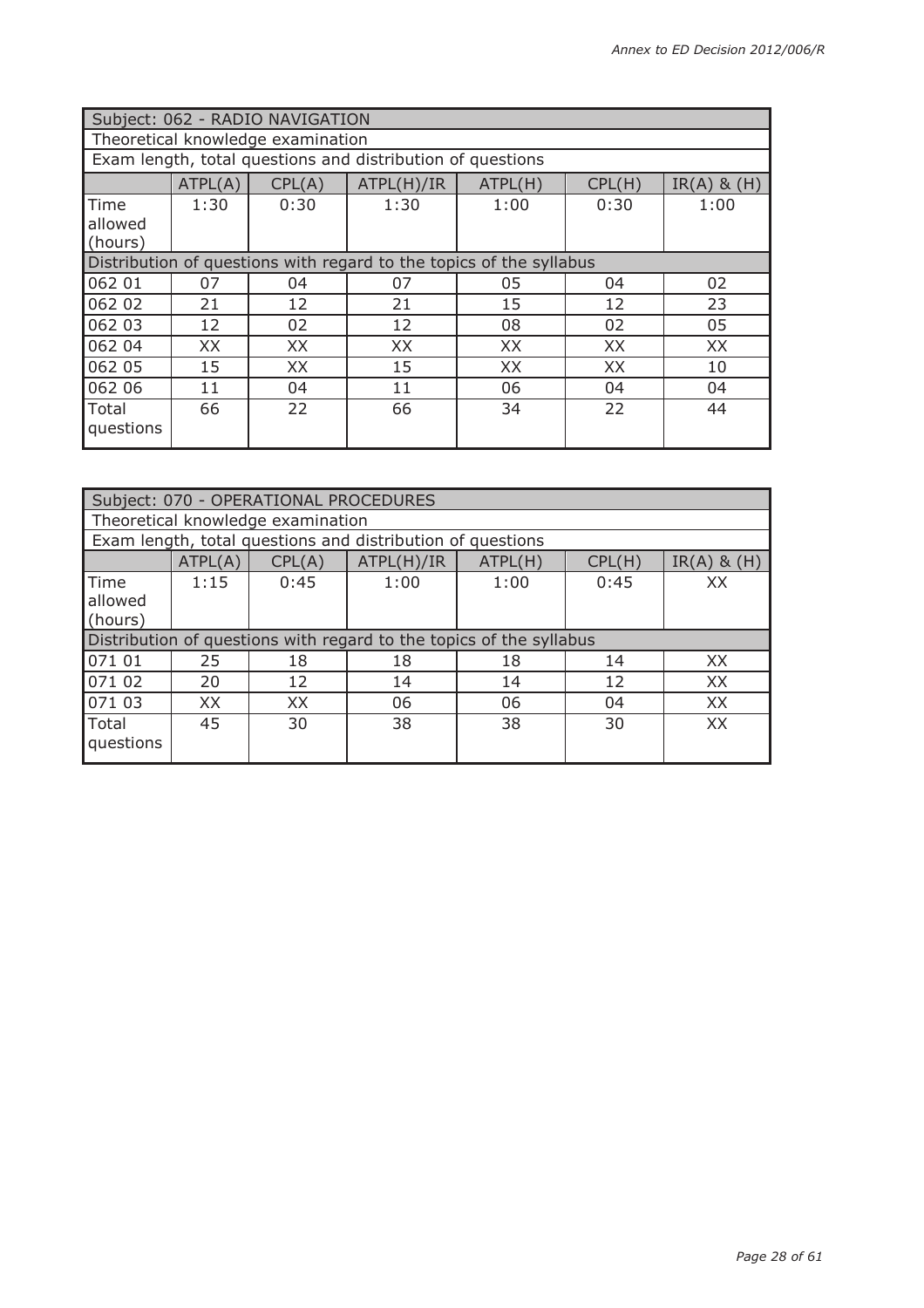| Subject: 062 - RADIO NAVIGATION | | | | | | |
|---|---|---|---|---|---|---|
| Theoretical knowledge examination | | | | | | |
| Exam length, total questions and distribution of questions | | | | | | |
| | ATPL(A) | CPL(A) | ATPL(H)/IR | ATPL(H) | CPL(H) | IR(A) & (H) |
| Time allowed (hours) | 1:30 | 0:30 | 1:30 | 1:00 | 0:30 | 1:00 |
| Distribution of questions with regard to the topics of the syllabus | | | | | | |
| 062 01 | 07 | 04 | 07 | 05 | 04 | 02 |
| 062 02 | 21 | 12 | 21 | 15 | 12 | 23 |
| 062 03 | 12 | 02 | 12 | 08 | 02 | 05 |
| 062 04 | XX | XX | XX | XX | XX | XX |
| 062 05 | 15 | XX | 15 | XX | XX | 10 |
| 062 06 | 11 | 04 | 11 | 06 | 04 | 04 |
| Total questions | 66 | 22 | 66 | 34 | 22 | 44 |

| Subject: 070 - OPERATIONAL PROCEDURES | | | | | | |
|---|---|---|---|---|---|---|
| Theoretical knowledge examination | | | | | | |
| Exam length, total questions and distribution of questions | | | | | | |
| | ATPL(A) | CPL(A) | ATPL(H)/IR | ATPL(H) | CPL(H) | IR(A) & (H) |
| Time allowed (hours) | 1:15 | 0:45 | 1:00 | 1:00 | 0:45 | XX |
| Distribution of questions with regard to the topics of the syllabus | | | | | | |
| 071 01 | 25 | 18 | 18 | 18 | 14 | XX |
| 071 02 | 20 | 12 | 14 | 14 | 12 | XX |
| 071 03 | XX | XX | 06 | 06 | 04 | XX |
| Total questions | 45 | 30 | 38 | 38 | 30 | XX |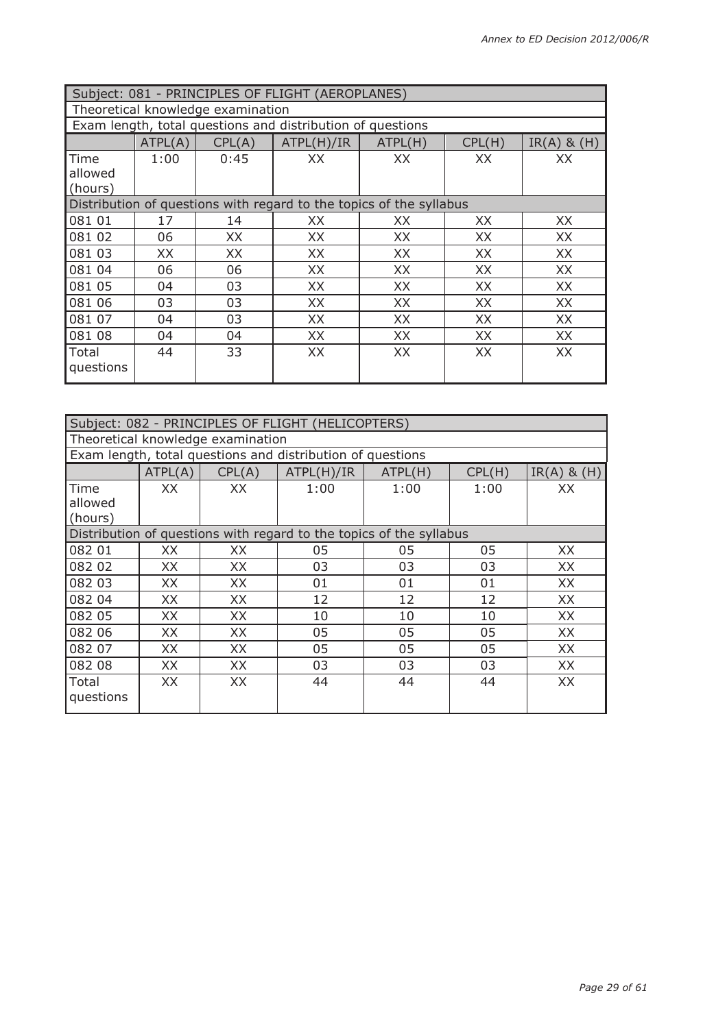| Subject: 081 - PRINCIPLES OF FLIGHT (AEROPLANES) | | | | | | |
|---|---|---|---|---|---|---|
| Theoretical knowledge examination | | | | | | |
| Exam length, total questions and distribution of questions | | | | | | |
| | ATPL(A) | CPL(A) | ATPL(H)/IR | ATPL(H) | CPL(H) | IR(A) & (H) |
| Time allowed (hours) | 1:00 | 0:45 | XX | XX | XX | XX |
| Distribution of questions with regard to the topics of the syllabus | | | | | | |
| 081 01 | 17 | 14 | XX | XX | XX | XX |
| 081 02 | 06 | XX | XX | XX | XX | XX |
| 081 03 | XX | XX | XX | XX | XX | XX |
| 081 04 | 06 | 06 | XX | XX | XX | XX |
| 081 05 | 04 | 03 | XX | XX | XX | XX |
| 081 06 | 03 | 03 | XX | XX | XX | XX |
| 081 07 | 04 | 03 | XX | XX | XX | XX |
| 081 08 | 04 | 04 | XX | XX | XX | XX |
| Total questions | 44 | 33 | XX | XX | XX | XX |

| Subject: 082 - PRINCIPLES OF FLIGHT (HELICOPTERS) | | | | | | |
|---|---|---|---|---|---|---|
| Theoretical knowledge examination | | | | | | |
| Exam length, total questions and distribution of questions | | | | | | |
| | ATPL(A) | CPL(A) | ATPL(H)/IR | ATPL(H) | CPL(H) | IR(A) & (H) |
| Time allowed (hours) | XX | XX | 1:00 | 1:00 | 1:00 | XX |
| Distribution of questions with regard to the topics of the syllabus | | | | | | |
| 082 01 | XX | XX | 05 | 05 | 05 | XX |
| 082 02 | XX | XX | 03 | 03 | 03 | XX |
| 082 03 | XX | XX | 01 | 01 | 01 | XX |
| 082 04 | XX | XX | 12 | 12 | 12 | XX |
| 082 05 | XX | XX | 10 | 10 | 10 | XX |
| 082 06 | XX | XX | 05 | 05 | 05 | XX |
| 082 07 | XX | XX | 05 | 05 | 05 | XX |
| 082 08 | XX | XX | 03 | 03 | 03 | XX |
| Total questions | XX | XX | 44 | 44 | 44 | XX |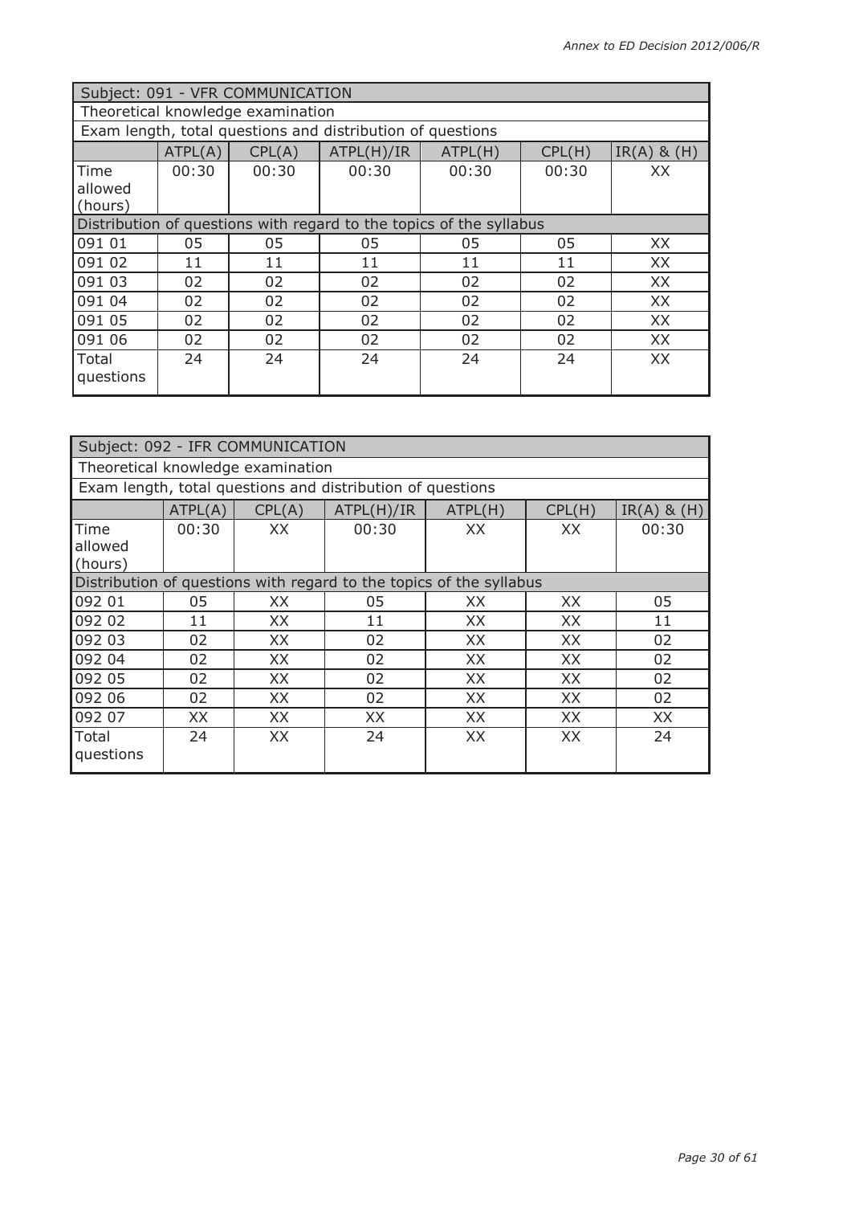| Subject: 091 - VFR COMMUNICATION | | | | | | |
|---|---|---|---|---|---|---|
| Theoretical knowledge examination | | | | | | |
| Exam length, total questions and distribution of questions | | | | | | |
| | ATPL(A) | CPL(A) | ATPL(H)/IR | ATPL(H) | CPL(H) | IR(A) & (H) |
| Time allowed (hours) | 00:30 | 00:30 | 00:30 | 00:30 | 00:30 | XX |
| Distribution of questions with regard to the topics of the syllabus | | | | | | |
| 091 01 | 05 | 05 | 05 | 05 | 05 | XX |
| 091 02 | 11 | 11 | 11 | 11 | 11 | XX |
| 091 03 | 02 | 02 | 02 | 02 | 02 | XX |
| 091 04 | 02 | 02 | 02 | 02 | 02 | XX |
| 091 05 | 02 | 02 | 02 | 02 | 02 | XX |
| 091 06 | 02 | 02 | 02 | 02 | 02 | XX |
| Total questions | 24 | 24 | 24 | 24 | 24 | XX |

| Subject: 092 - IFR COMMUNICATION | | | | | | |
|---|---|---|---|---|---|---|
| Theoretical knowledge examination | | | | | | |
| Exam length, total questions and distribution of questions | | | | | | |
| | ATPL(A) | CPL(A) | ATPL(H)/IR | ATPL(H) | CPL(H) | IR(A) & (H) |
| Time allowed (hours) | 00:30 | XX | 00:30 | XX | XX | 00:30 |
| Distribution of questions with regard to the topics of the syllabus | | | | | | |
| 092 01 | 05 | XX | 05 | XX | XX | 05 |
| 092 02 | 11 | XX | 11 | XX | XX | 11 |
| 092 03 | 02 | XX | 02 | XX | XX | 02 |
| 092 04 | 02 | XX | 02 | XX | XX | 02 |
| 092 05 | 02 | XX | 02 | XX | XX | 02 |
| 092 06 | 02 | XX | 02 | XX | XX | 02 |
| 092 07 | XX | XX | XX | XX | XX | XX |
| Total questions | 24 | XX | 24 | XX | XX | 24 |